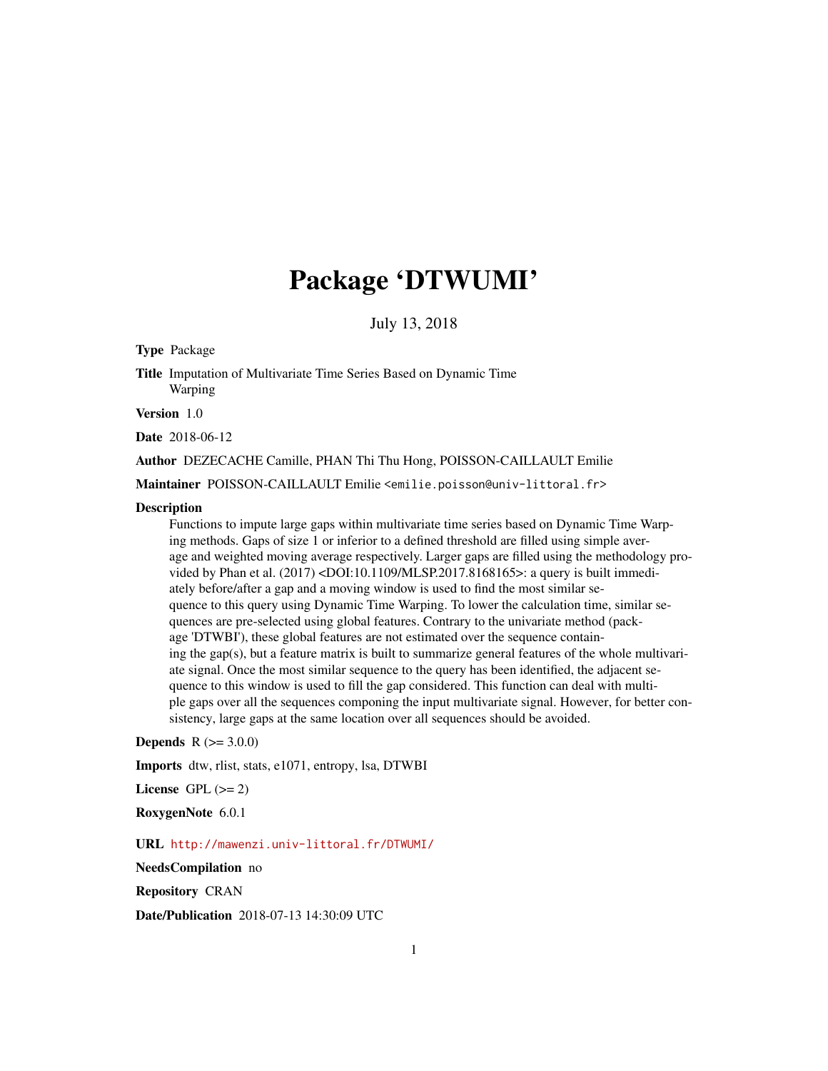# Package 'DTWUMI'

July 13, 2018

**Type** Package

**Title** Imputation of Multivariate Time Series Based on Dynamic Time Warping

**Version** 1.0

**Date** 2018-06-12

**Author** DEZECACHE Camille, PHAN Thi Thu Hong, POISSON-CAILLAULT Emilie

**Maintainer** POISSON-CAILLAULT Emilie <emilie.poisson@univ-littoral.fr>

**Description**
Functions to impute large gaps within multivariate time series based on Dynamic Time Warping methods. Gaps of size 1 or inferior to a defined threshold are filled using simple average and weighted moving average respectively. Larger gaps are filled using the methodology provided by Phan et al. (2017) <DOI:10.1109/MLSP.2017.8168165>: a query is built immediately before/after a gap and a moving window is used to find the most similar sequence to this query using Dynamic Time Warping. To lower the calculation time, similar sequences are pre-selected using global features. Contrary to the univariate method (package 'DTWBI'), these global features are not estimated over the sequence containing the gap(s), but a feature matrix is built to summarize general features of the whole multivariate signal. Once the most similar sequence to the query has been identified, the adjacent sequence to this window is used to fill the gap considered. This function can deal with multiple gaps over all the sequences componing the input multivariate signal. However, for better consistency, large gaps at the same location over all sequences should be avoided.

**Depends** R (>= 3.0.0)

**Imports** dtw, rlist, stats, e1071, entropy, lsa, DTWBI

**License** GPL (>= 2)

**RoxygenNote** 6.0.1

**URL** http://mawenzi.univ-littoral.fr/DTWUMI/

**NeedsCompilation** no

**Repository** CRAN

**Date/Publication** 2018-07-13 14:30:09 UTC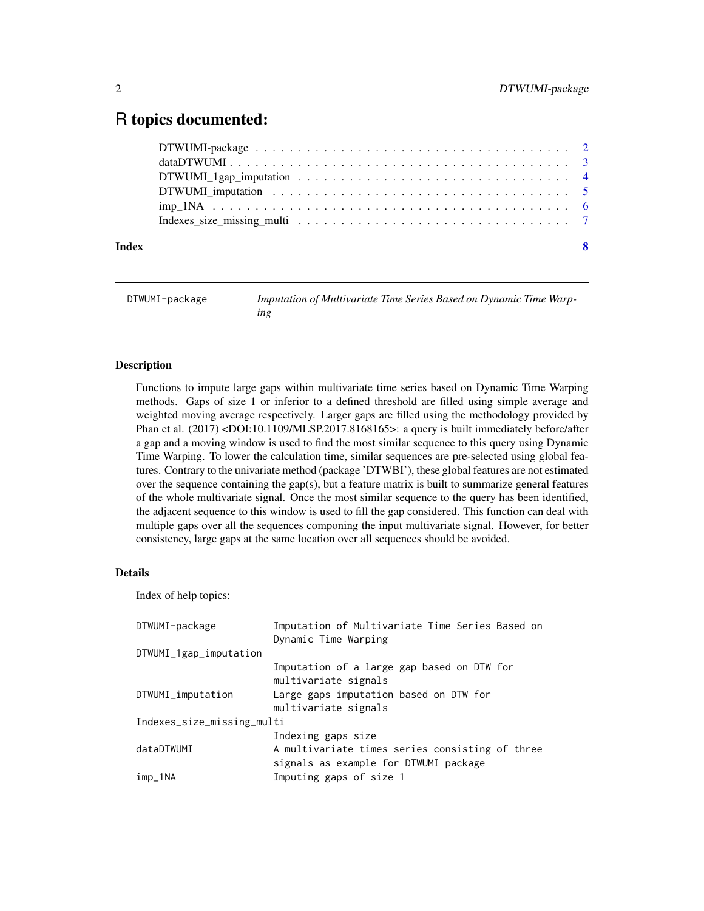# R topics documented:

| | |
|---|---|
| DTWUMI-package | 2 |
| dataDTWUMI | 3 |
| DTWUMI_1gap_imputation | 4 |
| DTWUMI_imputation | 5 |
| imp_1NA | 6 |
| Indexes_size_missing_multi | 7 |
| **Index** | **8** |

---

DTWUMI-package — *Imputation of Multivariate Time Series Based on Dynamic Time Warping*

---

## Description

Functions to impute large gaps within multivariate time series based on Dynamic Time Warping methods. Gaps of size 1 or inferior to a defined threshold are filled using simple average and weighted moving average respectively. Larger gaps are filled using the methodology provided by Phan et al. (2017) <DOI:10.1109/MLSP.2017.8168165>: a query is built immediately before/after a gap and a moving window is used to find the most similar sequence to this query using Dynamic Time Warping. To lower the calculation time, similar sequences are pre-selected using global features. Contrary to the univariate method (package 'DTWBI'), these global features are not estimated over the sequence containing the gap(s), but a feature matrix is built to summarize general features of the whole multivariate signal. Once the most similar sequence to the query has been identified, the adjacent sequence to this window is used to fill the gap considered. This function can deal with multiple gaps over all the sequences componing the input multivariate signal. However, for better consistency, large gaps at the same location over all sequences should be avoided.

## Details

Index of help topics:

```
DTWUMI-package          Imputation of Multivariate Time Series Based on
                        Dynamic Time Warping
DTWUMI_1gap_imputation
                        Imputation of a large gap based on DTW for
                        multivariate signals
DTWUMI_imputation       Large gaps imputation based on DTW for
                        multivariate signals
Indexes_size_missing_multi
                        Indexing gaps size
dataDTWUMI              A multivariate times series consisting of three
                        signals as example for DTWUMI package
imp_1NA                 Imputing gaps of size 1
```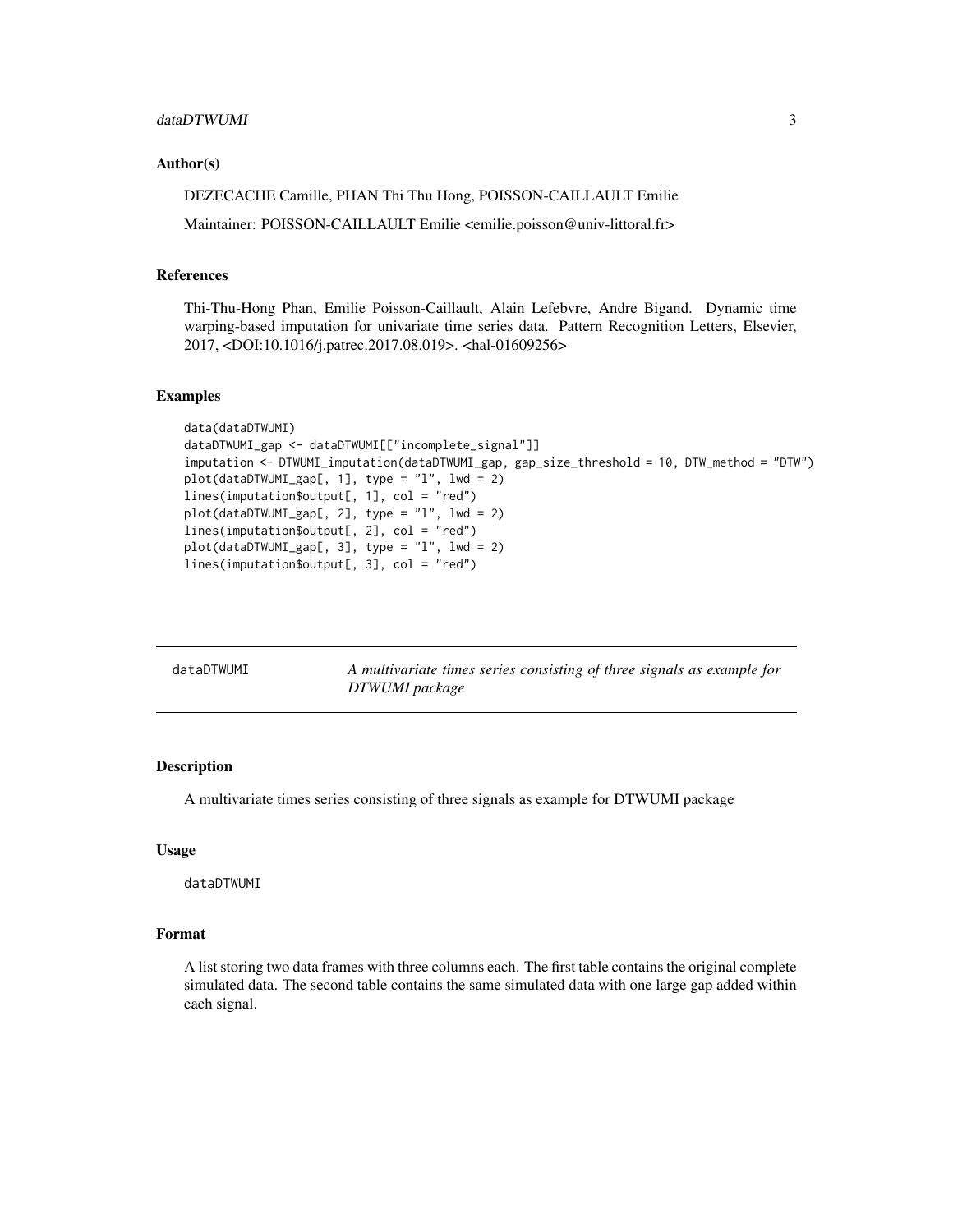### Author(s)

DEZECACHE Camille, PHAN Thi Thu Hong, POISSON-CAILLAULT Emilie

Maintainer: POISSON-CAILLAULT Emilie <emilie.poisson@univ-littoral.fr>

### References

Thi-Thu-Hong Phan, Emilie Poisson-Caillault, Alain Lefebvre, Andre Bigand. Dynamic time warping-based imputation for univariate time series data. Pattern Recognition Letters, Elsevier, 2017, <DOI:10.1016/j.patrec.2017.08.019>. <hal-01609256>

### Examples

```
data(dataDTWUMI)
dataDTWUMI_gap <- dataDTWUMI[["incomplete_signal"]]
imputation <- DTWUMI_imputation(dataDTWUMI_gap, gap_size_threshold = 10, DTW_method = "DTW")
plot(dataDTWUMI_gap[, 1], type = "l", lwd = 2)
lines(imputation$output[, 1], col = "red")
plot(dataDTWUMI_gap[, 2], type = "l", lwd = 2)
lines(imputation$output[, 2], col = "red")
plot(dataDTWUMI_gap[, 3], type = "l", lwd = 2)
lines(imputation$output[, 3], col = "red")
```

---

## dataDTWUMI — *A multivariate times series consisting of three signals as example for DTWUMI package*

---

### Description

A multivariate times series consisting of three signals as example for DTWUMI package

### Usage

```
dataDTWUMI
```

### Format

A list storing two data frames with three columns each. The first table contains the original complete simulated data. The second table contains the same simulated data with one large gap added within each signal.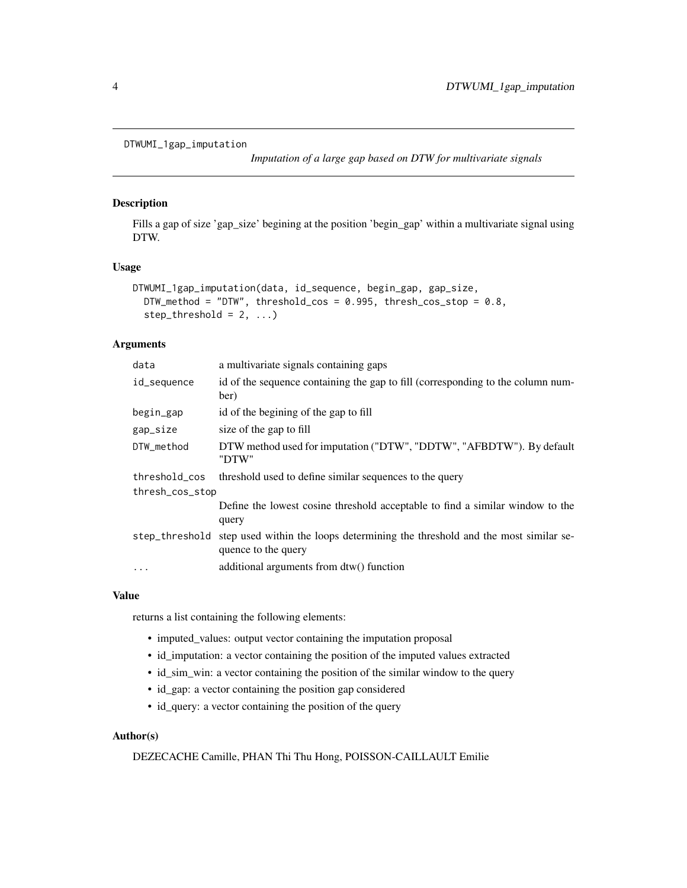`DTWUMI_1gap_imputation`

## *Imputation of a large gap based on DTW for multivariate signals*

### Description

Fills a gap of size 'gap_size' begining at the position 'begin_gap' within a multivariate signal using DTW.

### Usage

```
DTWUMI_1gap_imputation(data, id_sequence, begin_gap, gap_size,
  DTW_method = "DTW", threshold_cos = 0.995, thresh_cos_stop = 0.8,
  step_threshold = 2, ...)
```

### Arguments

| | |
|---|---|
| `data` | a multivariate signals containing gaps |
| `id_sequence` | id of the sequence containing the gap to fill (corresponding to the column number) |
| `begin_gap` | id of the begining of the gap to fill |
| `gap_size` | size of the gap to fill |
| `DTW_method` | DTW method used for imputation ("DTW", "DDTW", "AFBDTW"). By default "DTW" |
| `threshold_cos` | threshold used to define similar sequences to the query |
| `thresh_cos_stop` | Define the lowest cosine threshold acceptable to find a similar window to the query |
| `step_threshold` | step used within the loops determining the threshold and the most similar sequence to the query |
| `...` | additional arguments from dtw() function |

### Value

returns a list containing the following elements:

- imputed_values: output vector containing the imputation proposal
- id_imputation: a vector containing the position of the imputed values extracted
- id_sim_win: a vector containing the position of the similar window to the query
- id_gap: a vector containing the position gap considered
- id_query: a vector containing the position of the query

### Author(s)

DEZECACHE Camille, PHAN Thi Thu Hong, POISSON-CAILLAULT Emilie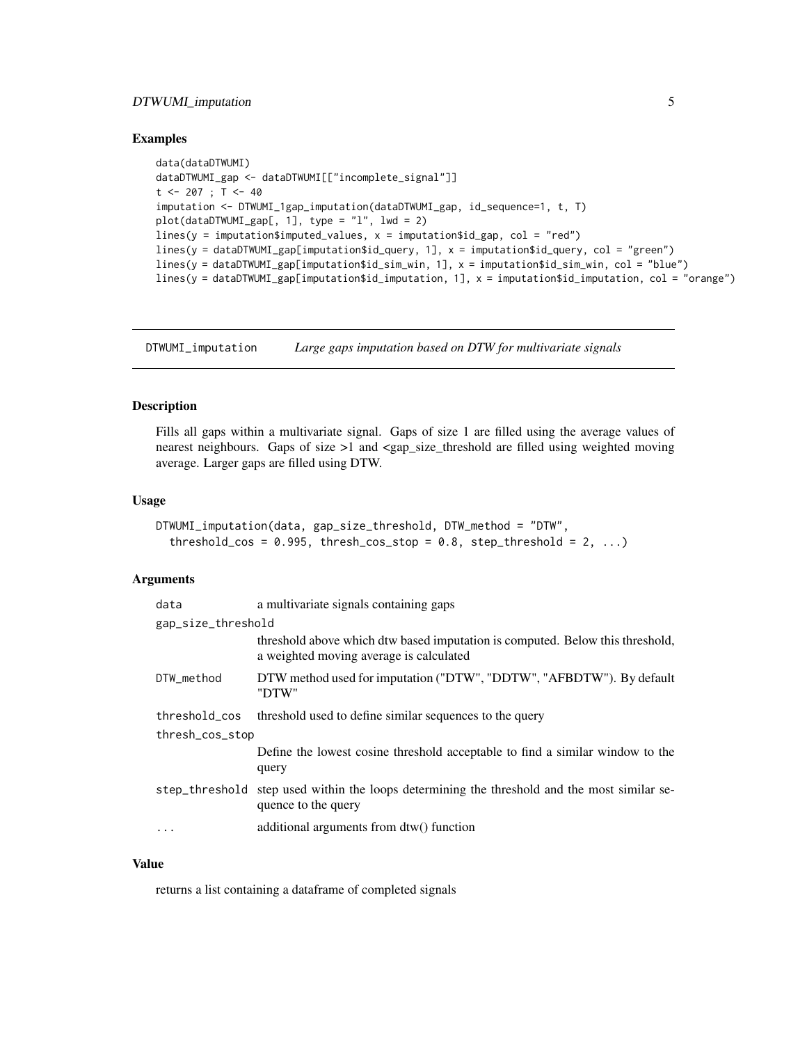## Examples

```
data(dataDTWUMI)
dataDTWUMI_gap <- dataDTWUMI[["incomplete_signal"]]
t <- 207 ; T <- 40
imputation <- DTWUMI_1gap_imputation(dataDTWUMI_gap, id_sequence=1, t, T)
plot(dataDTWUMI_gap[, 1], type = "l", lwd = 2)
lines(y = imputation$imputed_values, x = imputation$id_gap, col = "red")
lines(y = dataDTWUMI_gap[imputation$id_query, 1], x = imputation$id_query, col = "green")
lines(y = dataDTWUMI_gap[imputation$id_sim_win, 1], x = imputation$id_sim_win, col = "blue")
lines(y = dataDTWUMI_gap[imputation$id_imputation, 1], x = imputation$id_imputation, col = "orange")
```

---

# DTWUMI_imputation — *Large gaps imputation based on DTW for multivariate signals*

---

## Description

Fills all gaps within a multivariate signal. Gaps of size 1 are filled using the average values of nearest neighbours. Gaps of size >1 and <gap_size_threshold are filled using weighted moving average. Larger gaps are filled using DTW.

## Usage

```
DTWUMI_imputation(data, gap_size_threshold, DTW_method = "DTW",
  threshold_cos = 0.995, thresh_cos_stop = 0.8, step_threshold = 2, ...)
```

## Arguments

| Argument | Description |
|---|---|
| `data` | a multivariate signals containing gaps |
| `gap_size_threshold` | threshold above which dtw based imputation is computed. Below this threshold, a weighted moving average is calculated |
| `DTW_method` | DTW method used for imputation ("DTW", "DDTW", "AFBDTW"). By default "DTW" |
| `threshold_cos` | threshold used to define similar sequences to the query |
| `thresh_cos_stop` | Define the lowest cosine threshold acceptable to find a similar window to the query |
| `step_threshold` | step used within the loops determining the threshold and the most similar sequence to the query |
| `...` | additional arguments from dtw() function |

## Value

returns a list containing a dataframe of completed signals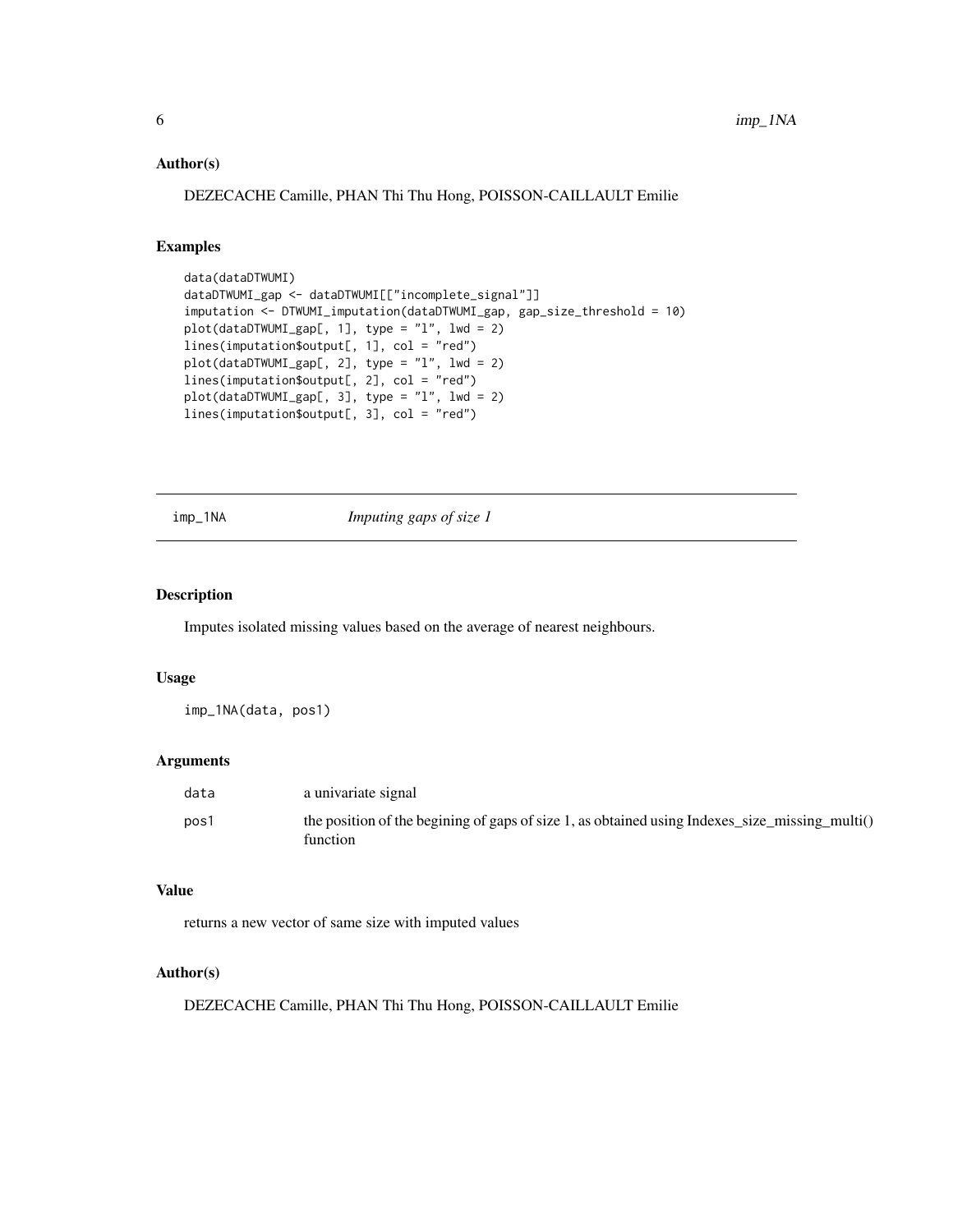### Author(s)

DEZECACHE Camille, PHAN Thi Thu Hong, POISSON-CAILLAULT Emilie

### Examples

```
data(dataDTWUMI)
dataDTWUMI_gap <- dataDTWUMI[["incomplete_signal"]]
imputation <- DTWUMI_imputation(dataDTWUMI_gap, gap_size_threshold = 10)
plot(dataDTWUMI_gap[, 1], type = "l", lwd = 2)
lines(imputation$output[, 1], col = "red")
plot(dataDTWUMI_gap[, 2], type = "l", lwd = 2)
lines(imputation$output[, 2], col = "red")
plot(dataDTWUMI_gap[, 3], type = "l", lwd = 2)
lines(imputation$output[, 3], col = "red")
```

---

## imp_1NA *Imputing gaps of size 1*

### Description

Imputes isolated missing values based on the average of nearest neighbours.

### Usage

```
imp_1NA(data, pos1)
```

### Arguments

| | |
|---|---|
| data | a univariate signal |
| pos1 | the position of the begining of gaps of size 1, as obtained using Indexes_size_missing_multi() function |

### Value

returns a new vector of same size with imputed values

### Author(s)

DEZECACHE Camille, PHAN Thi Thu Hong, POISSON-CAILLAULT Emilie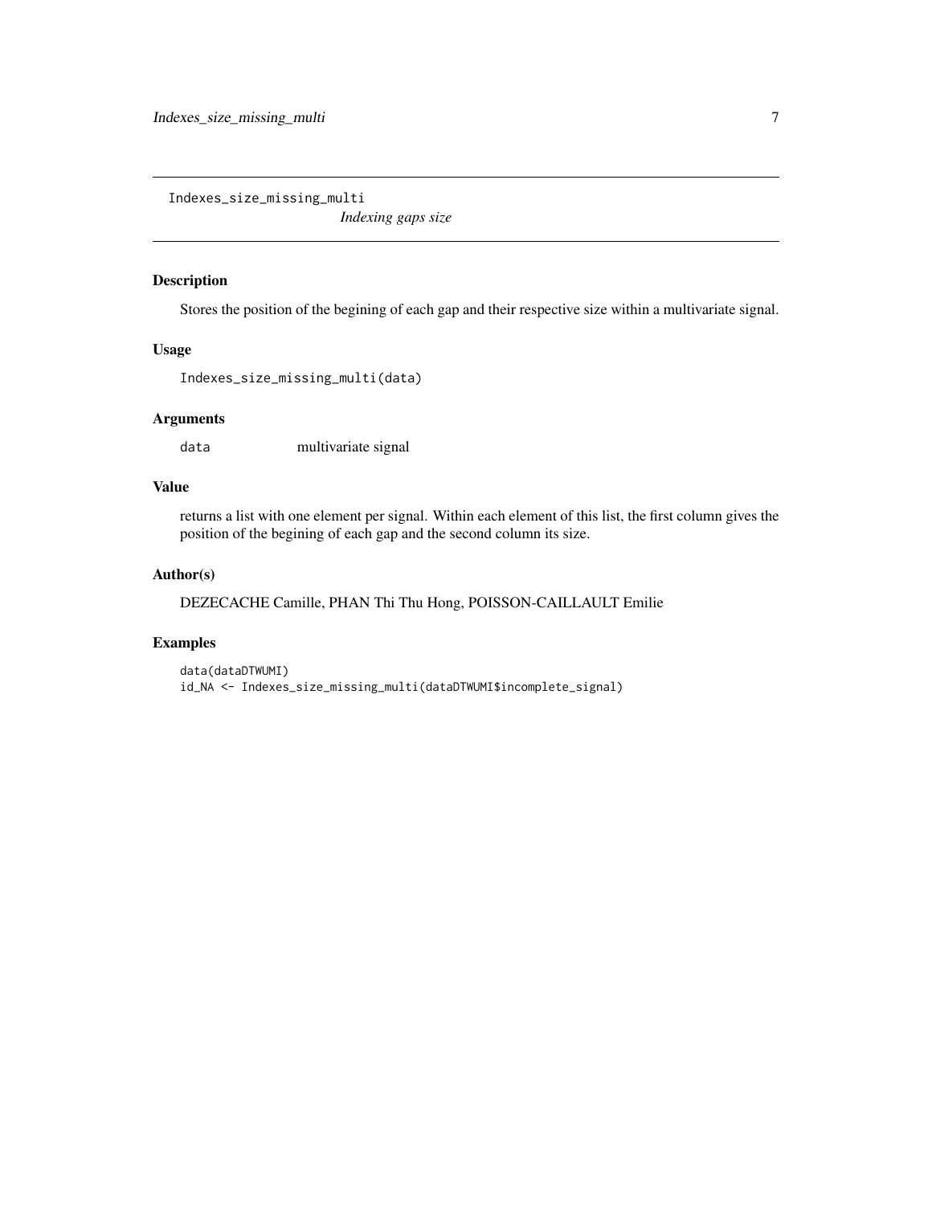## Indexes_size_missing_multi

*Indexing gaps size*

### Description

Stores the position of the begining of each gap and their respective size within a multivariate signal.

### Usage

```
Indexes_size_missing_multi(data)
```

### Arguments

| | |
|---|---|
| data | multivariate signal |

### Value

returns a list with one element per signal. Within each element of this list, the first column gives the position of the begining of each gap and the second column its size.

### Author(s)

DEZECACHE Camille, PHAN Thi Thu Hong, POISSON-CAILLAULT Emilie

### Examples

```
data(dataDTWUMI)
id_NA <- Indexes_size_missing_multi(dataDTWUMI$incomplete_signal)
```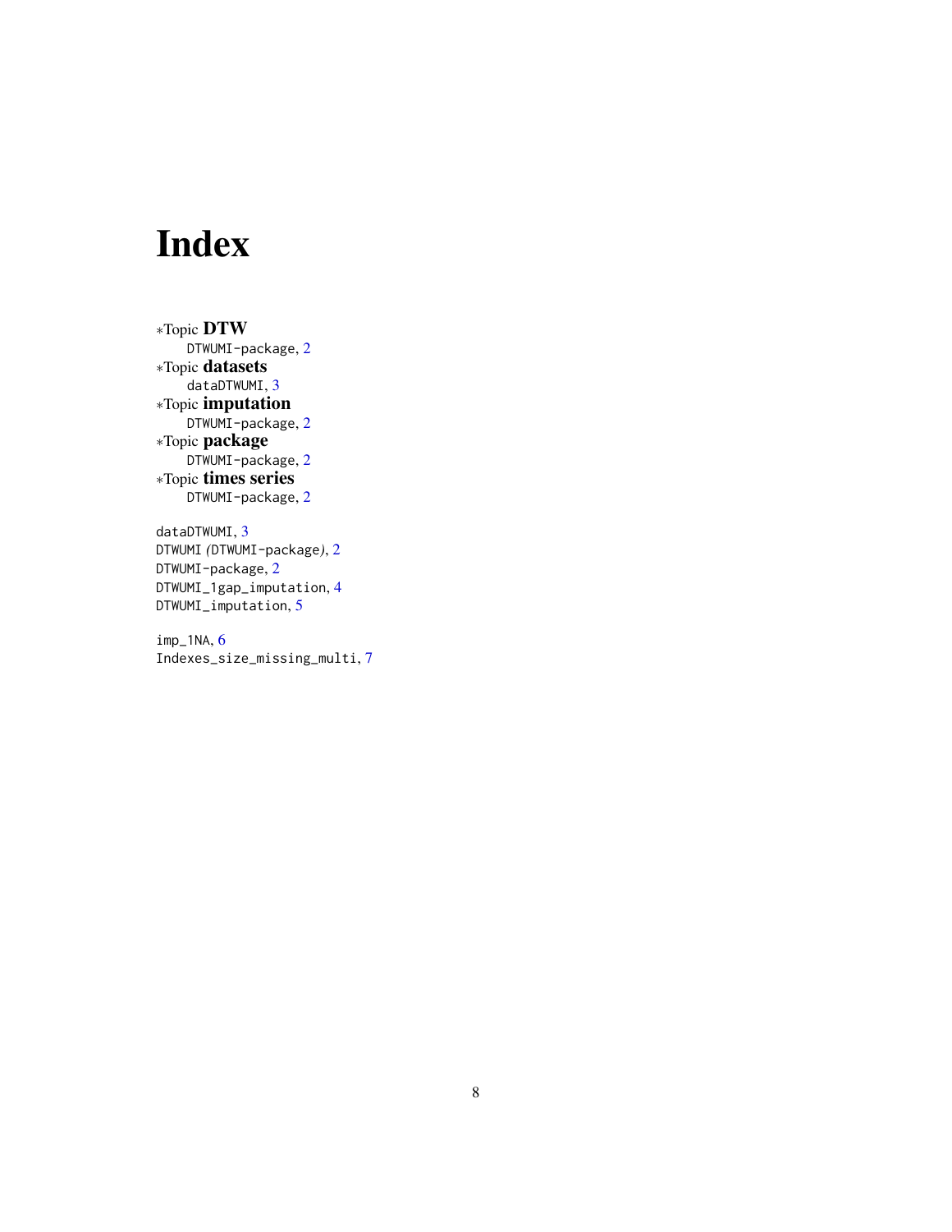# Index

∗Topic **DTW**
  DTWUMI-package, 2
∗Topic **datasets**
  dataDTWUMI, 3
∗Topic **imputation**
  DTWUMI-package, 2
∗Topic **package**
  DTWUMI-package, 2
∗Topic **times series**
  DTWUMI-package, 2

dataDTWUMI, 3
DTWUMI *(*DTWUMI-package*)*, 2
DTWUMI-package, 2
DTWUMI_1gap_imputation, 4
DTWUMI_imputation, 5

imp_1NA, 6
Indexes_size_missing_multi, 7